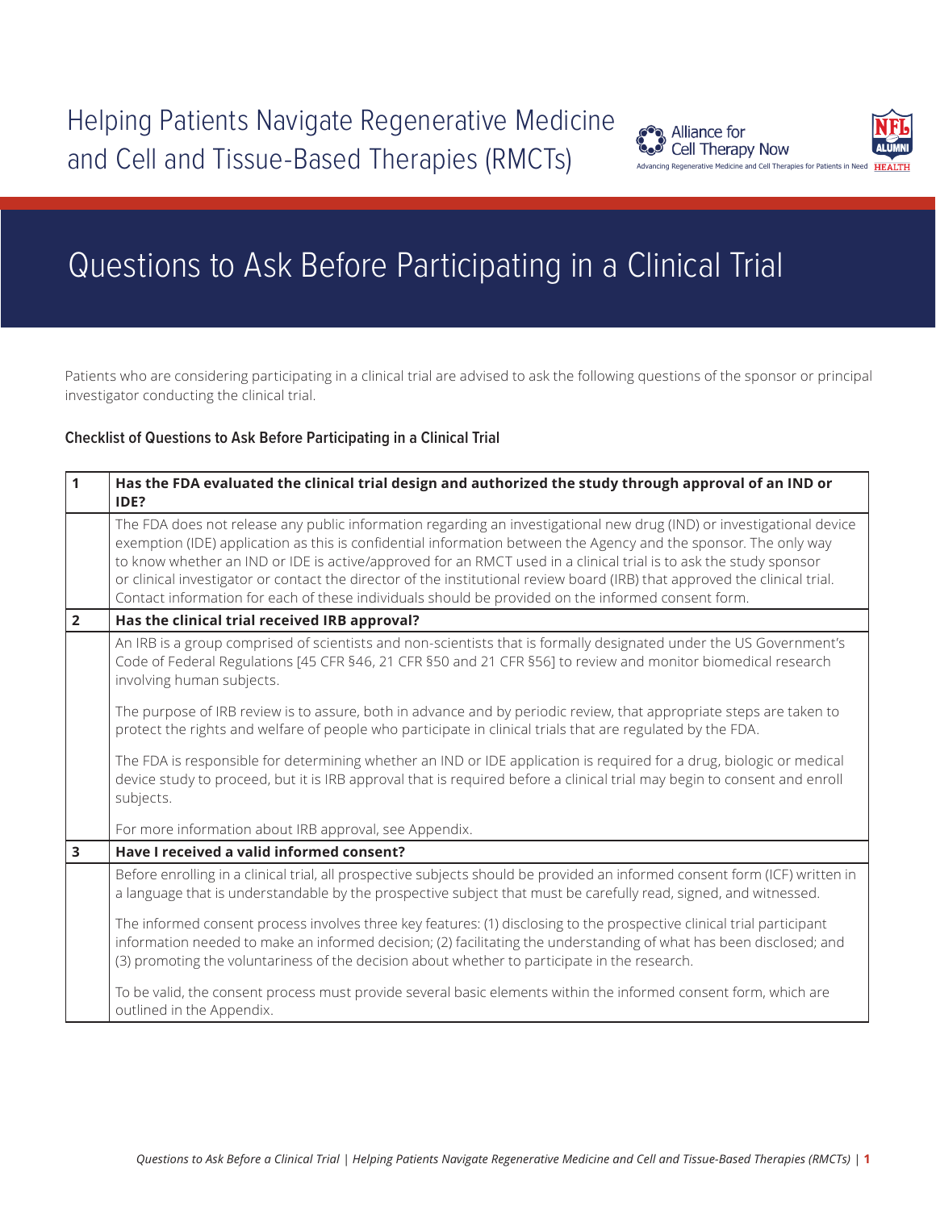# Helping Patients Navigate Regenerative Medicine and Cell and Tissue-Based Therapies (RMCTs)

Alliance for Cell Therapy Now

Advancing Regenerative Medicine and Cell Therapies for Patients in Need

NFL ALUMNI HEALTH

## Questions to Ask Before Participating in a Clinical Trial

Patients who are considering participating in a clinical trial are advised to ask the following questions of the sponsor or principal investigator conducting the clinical trial.

### Checklist of Questions to Ask Before Participating in a Clinical Trial

| | |
|---|---|
| **1** | **Has the FDA evaluated the clinical trial design and authorized the study through approval of an IND or IDE?** |
| | The FDA does not release any public information regarding an investigational new drug (IND) or investigational device exemption (IDE) application as this is confidential information between the Agency and the sponsor. The only way to know whether an IND or IDE is active/approved for an RMCT used in a clinical trial is to ask the study sponsor or clinical investigator or contact the director of the institutional review board (IRB) that approved the clinical trial. Contact information for each of these individuals should be provided on the informed consent form. |
| **2** | **Has the clinical trial received IRB approval?** |
| | An IRB is a group comprised of scientists and non-scientists that is formally designated under the US Government's Code of Federal Regulations [45 CFR §46, 21 CFR §50 and 21 CFR §56] to review and monitor biomedical research involving human subjects.<br><br>The purpose of IRB review is to assure, both in advance and by periodic review, that appropriate steps are taken to protect the rights and welfare of people who participate in clinical trials that are regulated by the FDA.<br><br>The FDA is responsible for determining whether an IND or IDE application is required for a drug, biologic or medical device study to proceed, but it is IRB approval that is required before a clinical trial may begin to consent and enroll subjects.<br><br>For more information about IRB approval, see Appendix. |
| **3** | **Have I received a valid informed consent?** |
| | Before enrolling in a clinical trial, all prospective subjects should be provided an informed consent form (ICF) written in a language that is understandable by the prospective subject that must be carefully read, signed, and witnessed.<br><br>The informed consent process involves three key features: (1) disclosing to the prospective clinical trial participant information needed to make an informed decision; (2) facilitating the understanding of what has been disclosed; and (3) promoting the voluntariness of the decision about whether to participate in the research.<br><br>To be valid, the consent process must provide several basic elements within the informed consent form, which are outlined in the Appendix. |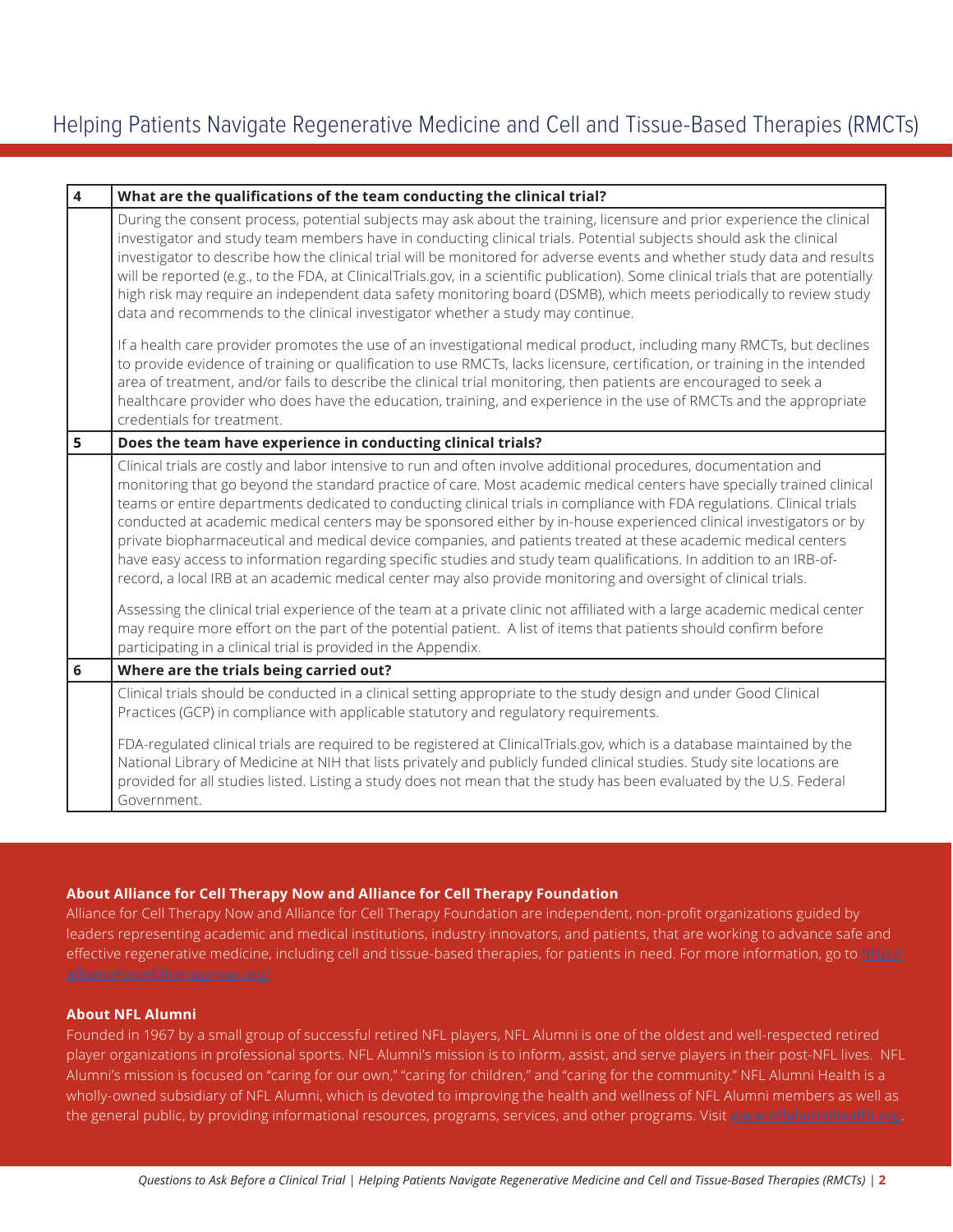# Helping Patients Navigate Regenerative Medicine and Cell and Tissue-Based Therapies (RMCTs)

| | |
|---|---|
| **4** | **What are the qualifications of the team conducting the clinical trial?** |
| | During the consent process, potential subjects may ask about the training, licensure and prior experience the clinical investigator and study team members have in conducting clinical trials. Potential subjects should ask the clinical investigator to describe how the clinical trial will be monitored for adverse events and whether study data and results will be reported (e.g., to the FDA, at ClinicalTrials.gov, in a scientific publication). Some clinical trials that are potentially high risk may require an independent data safety monitoring board (DSMB), which meets periodically to review study data and recommends to the clinical investigator whether a study may continue.<br><br>If a health care provider promotes the use of an investigational medical product, including many RMCTs, but declines to provide evidence of training or qualification to use RMCTs, lacks licensure, certification, or training in the intended area of treatment, and/or fails to describe the clinical trial monitoring, then patients are encouraged to seek a healthcare provider who does have the education, training, and experience in the use of RMCTs and the appropriate credentials for treatment. |
| **5** | **Does the team have experience in conducting clinical trials?** |
| | Clinical trials are costly and labor intensive to run and often involve additional procedures, documentation and monitoring that go beyond the standard practice of care. Most academic medical centers have specially trained clinical teams or entire departments dedicated to conducting clinical trials in compliance with FDA regulations. Clinical trials conducted at academic medical centers may be sponsored either by in-house experienced clinical investigators or by private biopharmaceutical and medical device companies, and patients treated at these academic medical centers have easy access to information regarding specific studies and study team qualifications. In addition to an IRB-of-record, a local IRB at an academic medical center may also provide monitoring and oversight of clinical trials.<br><br>Assessing the clinical trial experience of the team at a private clinic not affiliated with a large academic medical center may require more effort on the part of the potential patient. A list of items that patients should confirm before participating in a clinical trial is provided in the Appendix. |
| **6** | **Where are the trials being carried out?** |
| | Clinical trials should be conducted in a clinical setting appropriate to the study design and under Good Clinical Practices (GCP) in compliance with applicable statutory and regulatory requirements.<br><br>FDA-regulated clinical trials are required to be registered at ClinicalTrials.gov, which is a database maintained by the National Library of Medicine at NIH that lists privately and publicly funded clinical studies. Study site locations are provided for all studies listed. Listing a study does not mean that the study has been evaluated by the U.S. Federal Government. |

**About Alliance for Cell Therapy Now and Alliance for Cell Therapy Foundation**

Alliance for Cell Therapy Now and Alliance for Cell Therapy Foundation are independent, non-profit organizations guided by leaders representing academic and medical institutions, industry innovators, and patients, that are working to advance safe and effective regenerative medicine, including cell and tissue-based therapies, for patients in need. For more information, go to http://allianceforcelltherapynow.org/

**About NFL Alumni**

Founded in 1967 by a small group of successful retired NFL players, NFL Alumni is one of the oldest and well-respected retired player organizations in professional sports. NFL Alumni's mission is to inform, assist, and serve players in their post-NFL lives. NFL Alumni's mission is focused on "caring for our own," "caring for children," and "caring for the community." NFL Alumni Health is a wholly-owned subsidiary of NFL Alumni, which is devoted to improving the health and wellness of NFL Alumni members as well as the general public, by providing informational resources, programs, services, and other programs. Visit www.nflalumnihealth.org.